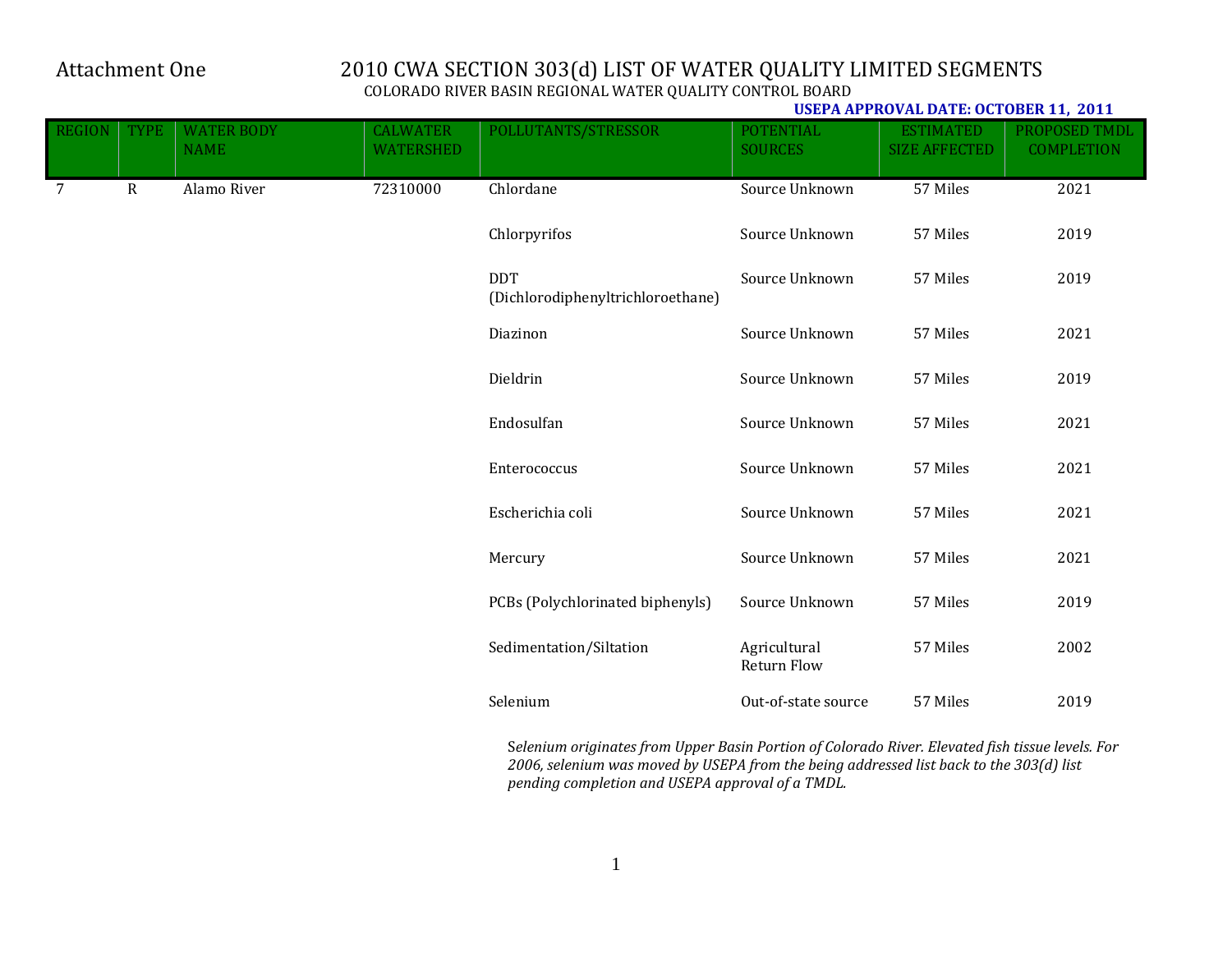Attachment One

# 2010 CWA SECTION 303(d) LIST OF WATER QUALITY LIMITED SEGMENTS

COLORADO RIVER BASIN REGIONAL WATER QUALITY CONTROL BOARD

**USEPA APPROVAL DATE: OCTOBER 11, 2011**

| REGION | TYPE | WATER BODY NAME | CALWATER WATERSHED | POLLUTANTS/STRESSOR | POTENTIAL SOURCES | ESTIMATED SIZE AFFECTED | PROPOSED TMDL COMPLETION |
|---|---|---|---|---|---|---|---|
| 7 | R | Alamo River | 72310000 | Chlordane | Source Unknown | 57 Miles | 2021 |
| | | | | Chlorpyrifos | Source Unknown | 57 Miles | 2019 |
| | | | | DDT (Dichlorodiphenyltrichloroethane) | Source Unknown | 57 Miles | 2019 |
| | | | | Diazinon | Source Unknown | 57 Miles | 2021 |
| | | | | Dieldrin | Source Unknown | 57 Miles | 2019 |
| | | | | Endosulfan | Source Unknown | 57 Miles | 2021 |
| | | | | Enterococcus | Source Unknown | 57 Miles | 2021 |
| | | | | Escherichia coli | Source Unknown | 57 Miles | 2021 |
| | | | | Mercury | Source Unknown | 57 Miles | 2021 |
| | | | | PCBs (Polychlorinated biphenyls) | Source Unknown | 57 Miles | 2019 |
| | | | | Sedimentation/Siltation | Agricultural Return Flow | 57 Miles | 2002 |
| | | | | Selenium | Out-of-state source | 57 Miles | 2019 |

*Selenium originates from Upper Basin Portion of Colorado River. Elevated fish tissue levels. For 2006, selenium was moved by USEPA from the being addressed list back to the 303(d) list pending completion and USEPA approval of a TMDL.*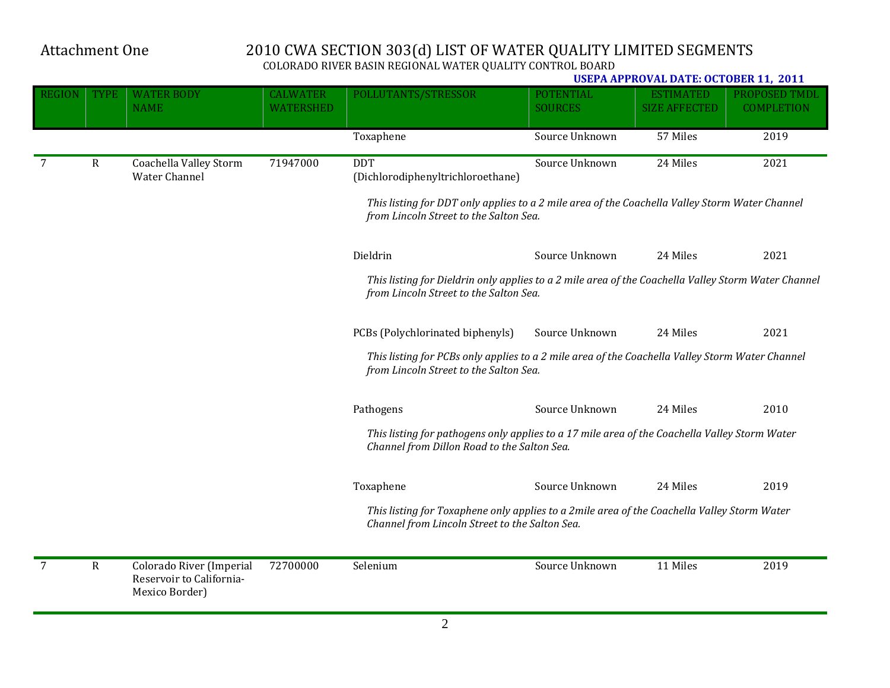Attachment One

# 2010 CWA SECTION 303(d) LIST OF WATER QUALITY LIMITED SEGMENTS

COLORADO RIVER BASIN REGIONAL WATER QUALITY CONTROL BOARD

**USEPA APPROVAL DATE: OCTOBER 11, 2011**

| REGION | TYPE | WATER BODY NAME | CALWATER WATERSHED | POLLUTANTS/STRESSOR | POTENTIAL SOURCES | ESTIMATED SIZE AFFECTED | PROPOSED TMDL COMPLETION |
|---|---|---|---|---|---|---|---|
| | | | | Toxaphene | Source Unknown | 57 Miles | 2019 |
| 7 | R | Coachella Valley Storm Water Channel | 71947000 | DDT (Dichlorodiphenyltrichloroethane) | Source Unknown | 24 Miles | 2021 |
| | | | | *This listing for DDT only applies to a 2 mile area of the Coachella Valley Storm Water Channel from Lincoln Street to the Salton Sea.* | | | |
| | | | | Dieldrin | Source Unknown | 24 Miles | 2021 |
| | | | | *This listing for Dieldrin only applies to a 2 mile area of the Coachella Valley Storm Water Channel from Lincoln Street to the Salton Sea.* | | | |
| | | | | PCBs (Polychlorinated biphenyls) | Source Unknown | 24 Miles | 2021 |
| | | | | *This listing for PCBs only applies to a 2 mile area of the Coachella Valley Storm Water Channel from Lincoln Street to the Salton Sea.* | | | |
| | | | | Pathogens | Source Unknown | 24 Miles | 2010 |
| | | | | *This listing for pathogens only applies to a 17 mile area of the Coachella Valley Storm Water Channel from Dillon Road to the Salton Sea.* | | | |
| | | | | Toxaphene | Source Unknown | 24 Miles | 2019 |
| | | | | *This listing for Toxaphene only applies to a 2mile area of the Coachella Valley Storm Water Channel from Lincoln Street to the Salton Sea.* | | | |
| 7 | R | Colorado River (Imperial Reservoir to California-Mexico Border) | 72700000 | Selenium | Source Unknown | 11 Miles | 2019 |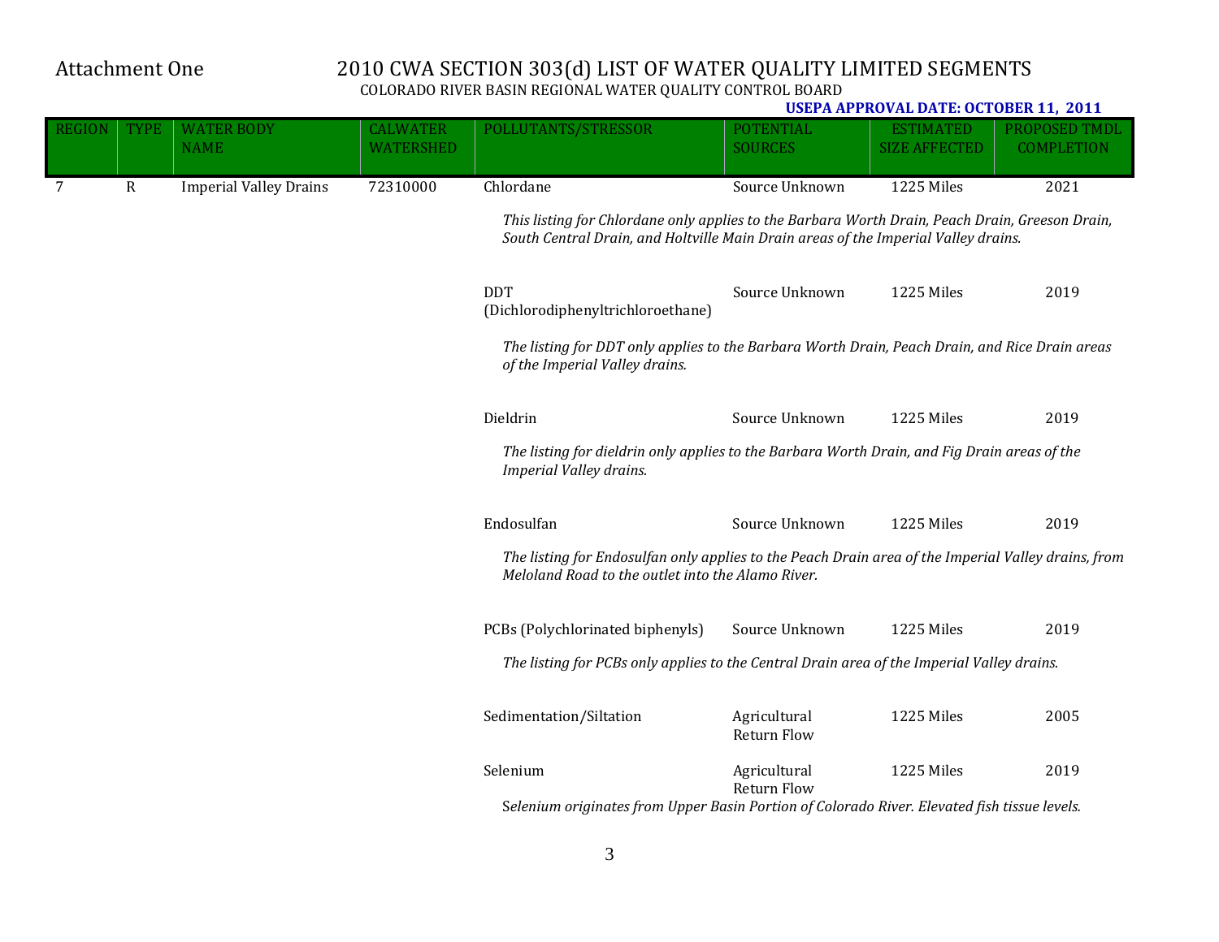Attachment One

# 2010 CWA SECTION 303(d) LIST OF WATER QUALITY LIMITED SEGMENTS

COLORADO RIVER BASIN REGIONAL WATER QUALITY CONTROL BOARD

**USEPA APPROVAL DATE: OCTOBER 11, 2011**

| REGION | TYPE | WATER BODY NAME | CALWATER WATERSHED | POLLUTANTS/STRESSOR | POTENTIAL SOURCES | ESTIMATED SIZE AFFECTED | PROPOSED TMDL COMPLETION |
|---|---|---|---|---|---|---|---|
| 7 | R | Imperial Valley Drains | 72310000 | Chlordane | Source Unknown | 1225 Miles | 2021 |
| | | | | *This listing for Chlordane only applies to the Barbara Worth Drain, Peach Drain, Greeson Drain, South Central Drain, and Holtville Main Drain areas of the Imperial Valley drains.* | | | |
| | | | | DDT (Dichlorodiphenyltrichloroethane) | Source Unknown | 1225 Miles | 2019 |
| | | | | *The listing for DDT only applies to the Barbara Worth Drain, Peach Drain, and Rice Drain areas of the Imperial Valley drains.* | | | |
| | | | | Dieldrin | Source Unknown | 1225 Miles | 2019 |
| | | | | *The listing for dieldrin only applies to the Barbara Worth Drain, and Fig Drain areas of the Imperial Valley drains.* | | | |
| | | | | Endosulfan | Source Unknown | 1225 Miles | 2019 |
| | | | | *The listing for Endosulfan only applies to the Peach Drain area of the Imperial Valley drains, from Meloland Road to the outlet into the Alamo River.* | | | |
| | | | | PCBs (Polychlorinated biphenyls) | Source Unknown | 1225 Miles | 2019 |
| | | | | *The listing for PCBs only applies to the Central Drain area of the Imperial Valley drains.* | | | |
| | | | | Sedimentation/Siltation | Agricultural Return Flow | 1225 Miles | 2005 |
| | | | | Selenium | Agricultural Return Flow | 1225 Miles | 2019 |
| | | | | *Selenium originates from Upper Basin Portion of Colorado River. Elevated fish tissue levels.* | | | |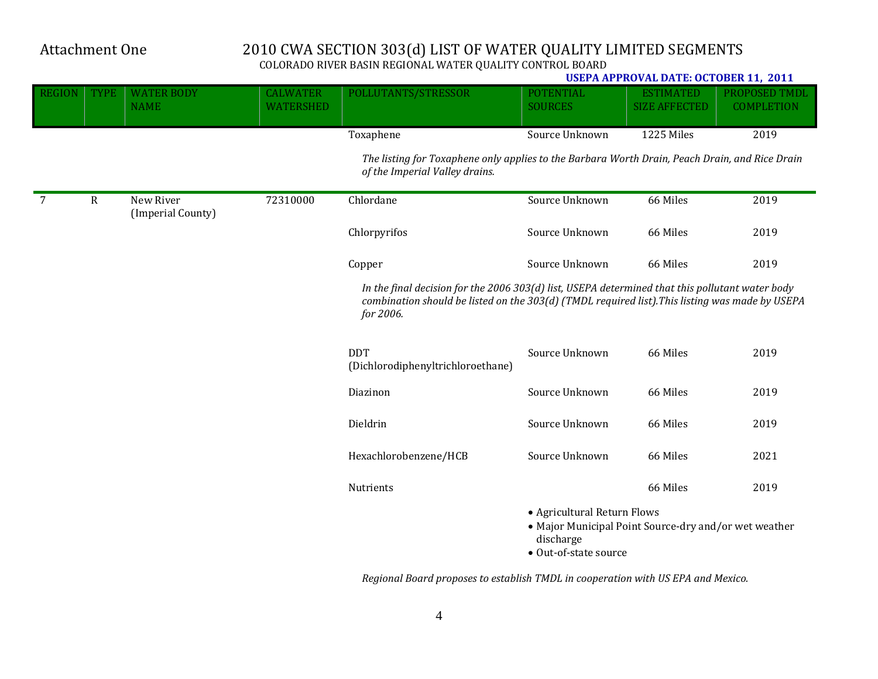Attachment One

# 2010 CWA SECTION 303(d) LIST OF WATER QUALITY LIMITED SEGMENTS

COLORADO RIVER BASIN REGIONAL WATER QUALITY CONTROL BOARD

**USEPA APPROVAL DATE: OCTOBER 11, 2011**

| REGION | TYPE | WATER BODY NAME | CALWATER WATERSHED | POLLUTANTS/STRESSOR | POTENTIAL SOURCES | ESTIMATED SIZE AFFECTED | PROPOSED TMDL COMPLETION |
|---|---|---|---|---|---|---|---|
| | | | | Toxaphene | Source Unknown | 1225 Miles | 2019 |
| | | | | *The listing for Toxaphene only applies to the Barbara Worth Drain, Peach Drain, and Rice Drain of the Imperial Valley drains.* | | | |
| 7 | R | New River (Imperial County) | 72310000 | Chlordane | Source Unknown | 66 Miles | 2019 |
| | | | | Chlorpyrifos | Source Unknown | 66 Miles | 2019 |
| | | | | Copper | Source Unknown | 66 Miles | 2019 |
| | | | | *In the final decision for the 2006 303(d) list, USEPA determined that this pollutant water body combination should be listed on the 303(d) (TMDL required list).This listing was made by USEPA for 2006.* | | | |
| | | | | DDT (Dichlorodiphenyltrichloroethane) | Source Unknown | 66 Miles | 2019 |
| | | | | Diazinon | Source Unknown | 66 Miles | 2019 |
| | | | | Dieldrin | Source Unknown | 66 Miles | 2019 |
| | | | | Hexachlorobenzene/HCB | Source Unknown | 66 Miles | 2021 |
| | | | | Nutrients | • Agricultural Return Flows<br>• Major Municipal Point Source-dry and/or wet weather discharge<br>• Out-of-state source | 66 Miles | 2019 |
| | | | | *Regional Board proposes to establish TMDL in cooperation with US EPA and Mexico.* | | | |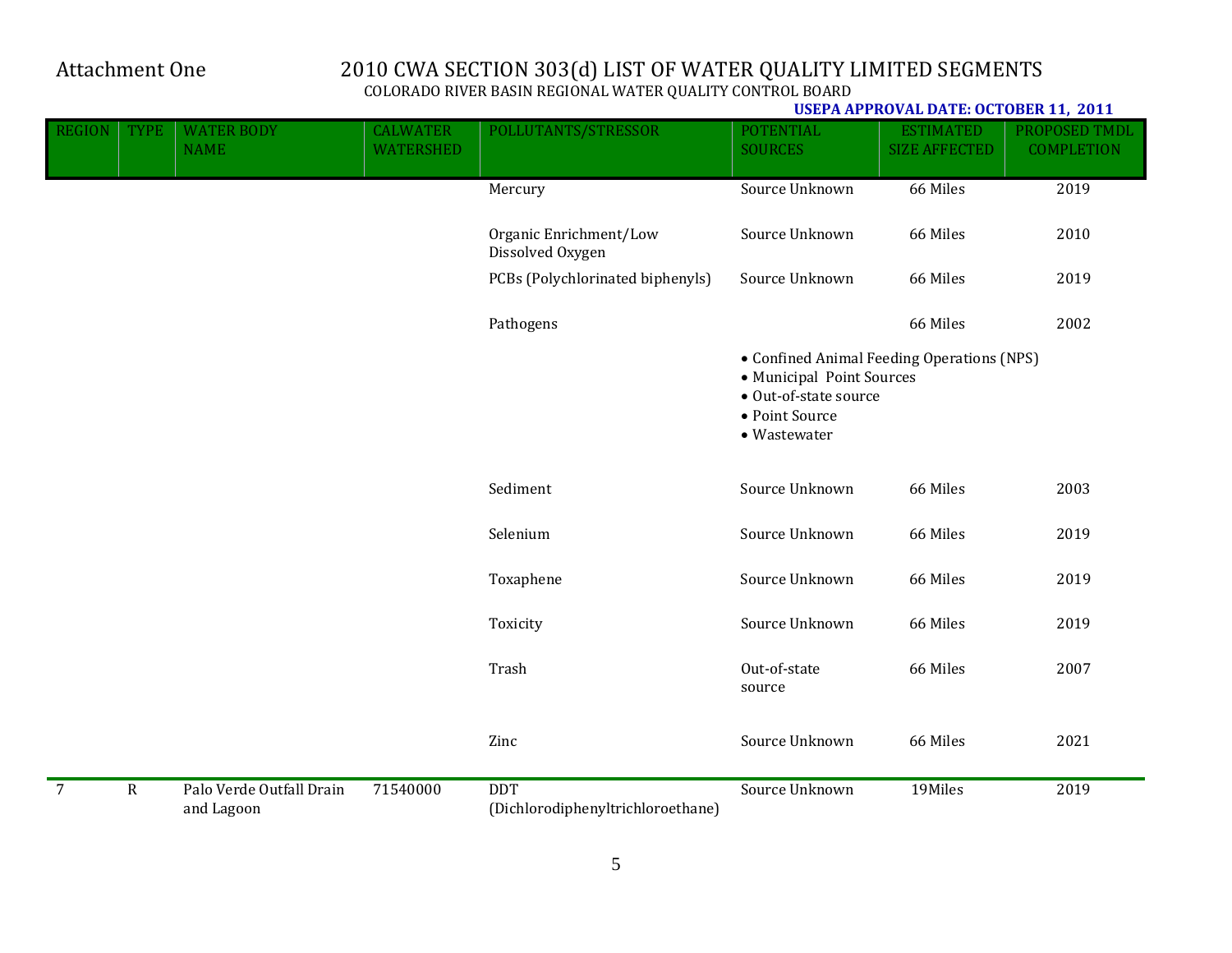Attachment One

# 2010 CWA SECTION 303(d) LIST OF WATER QUALITY LIMITED SEGMENTS

COLORADO RIVER BASIN REGIONAL WATER QUALITY CONTROL BOARD

**USEPA APPROVAL DATE: OCTOBER 11, 2011**

| REGION | TYPE | WATER BODY NAME | CALWATER WATERSHED | POLLUTANTS/STRESSOR | POTENTIAL SOURCES | ESTIMATED SIZE AFFECTED | PROPOSED TMDL COMPLETION |
|---|---|---|---|---|---|---|---|
| | | | | Mercury | Source Unknown | 66 Miles | 2019 |
| | | | | Organic Enrichment/Low Dissolved Oxygen | Source Unknown | 66 Miles | 2010 |
| | | | | PCBs (Polychlorinated biphenyls) | Source Unknown | 66 Miles | 2019 |
| | | | | Pathogens | | 66 Miles | 2002 |
| | | | | | • Confined Animal Feeding Operations (NPS)<br>• Municipal Point Sources<br>• Out-of-state source<br>• Point Source<br>• Wastewater | | |
| | | | | Sediment | Source Unknown | 66 Miles | 2003 |
| | | | | Selenium | Source Unknown | 66 Miles | 2019 |
| | | | | Toxaphene | Source Unknown | 66 Miles | 2019 |
| | | | | Toxicity | Source Unknown | 66 Miles | 2019 |
| | | | | Trash | Out-of-state source | 66 Miles | 2007 |
| | | | | Zinc | Source Unknown | 66 Miles | 2021 |
| 7 | R | Palo Verde Outfall Drain and Lagoon | 71540000 | DDT (Dichlorodiphenyltrichloroethane) | Source Unknown | 19Miles | 2019 |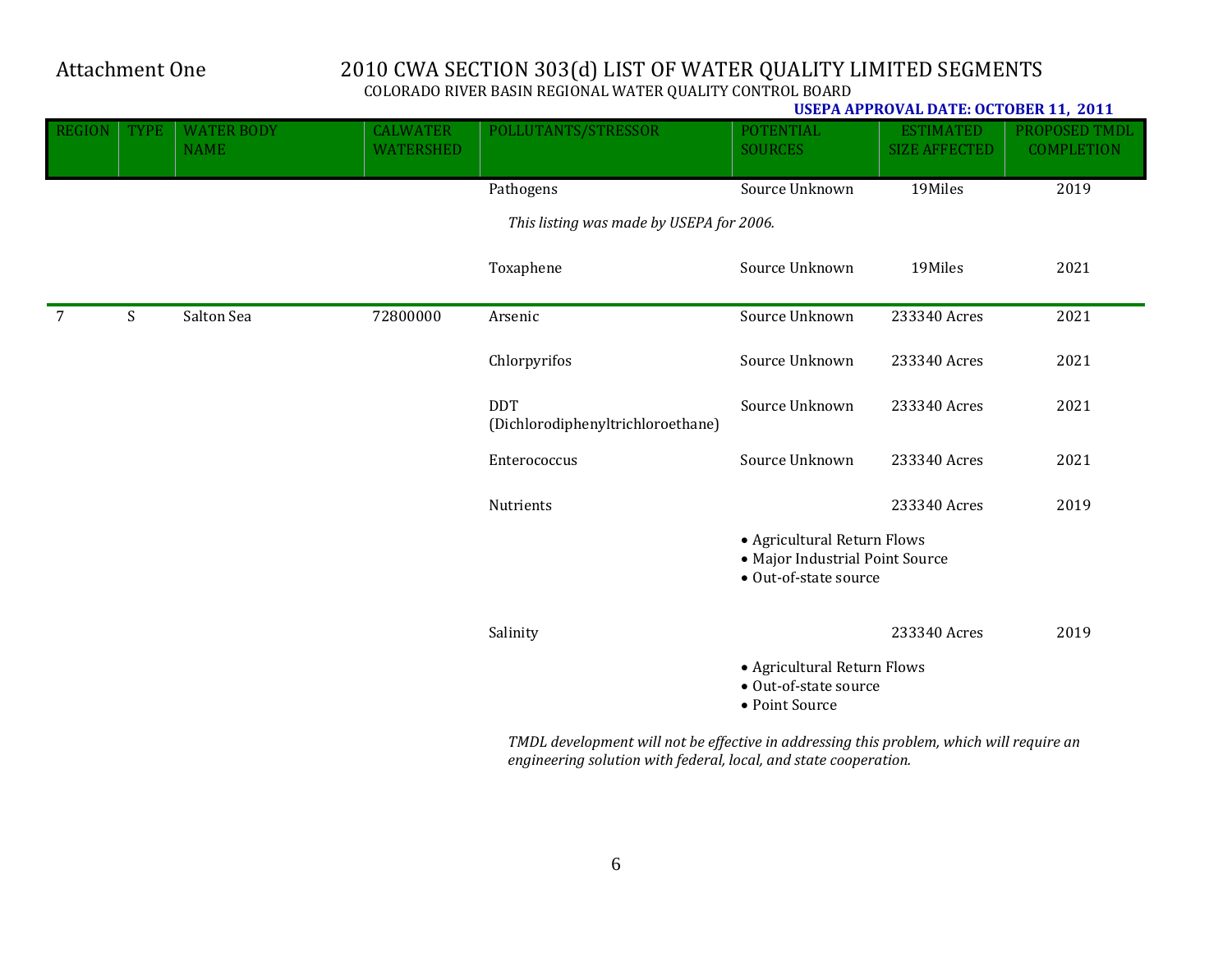Attachment One

# 2010 CWA SECTION 303(d) LIST OF WATER QUALITY LIMITED SEGMENTS

COLORADO RIVER BASIN REGIONAL WATER QUALITY CONTROL BOARD

**USEPA APPROVAL DATE: OCTOBER 11, 2011**

| REGION | TYPE | WATER BODY NAME | CALWATER WATERSHED | POLLUTANTS/STRESSOR | POTENTIAL SOURCES | ESTIMATED SIZE AFFECTED | PROPOSED TMDL COMPLETION |
|---|---|---|---|---|---|---|---|
| | | | | Pathogens | Source Unknown | 19Miles | 2019 |
| | | | | *This listing was made by USEPA for 2006.* | | | |
| | | | | Toxaphene | Source Unknown | 19Miles | 2021 |
| 7 | S | Salton Sea | 72800000 | Arsenic | Source Unknown | 233340 Acres | 2021 |
| | | | | Chlorpyrifos | Source Unknown | 233340 Acres | 2021 |
| | | | | DDT (Dichlorodiphenyltrichloroethane) | Source Unknown | 233340 Acres | 2021 |
| | | | | Enterococcus | Source Unknown | 233340 Acres | 2021 |
| | | | | Nutrients | • Agricultural Return Flows<br>• Major Industrial Point Source<br>• Out-of-state source | 233340 Acres | 2019 |
| | | | | Salinity | • Agricultural Return Flows<br>• Out-of-state source<br>• Point Source | 233340 Acres | 2019 |
| | | | | *TMDL development will not be effective in addressing this problem, which will require an engineering solution with federal, local, and state cooperation.* | | | |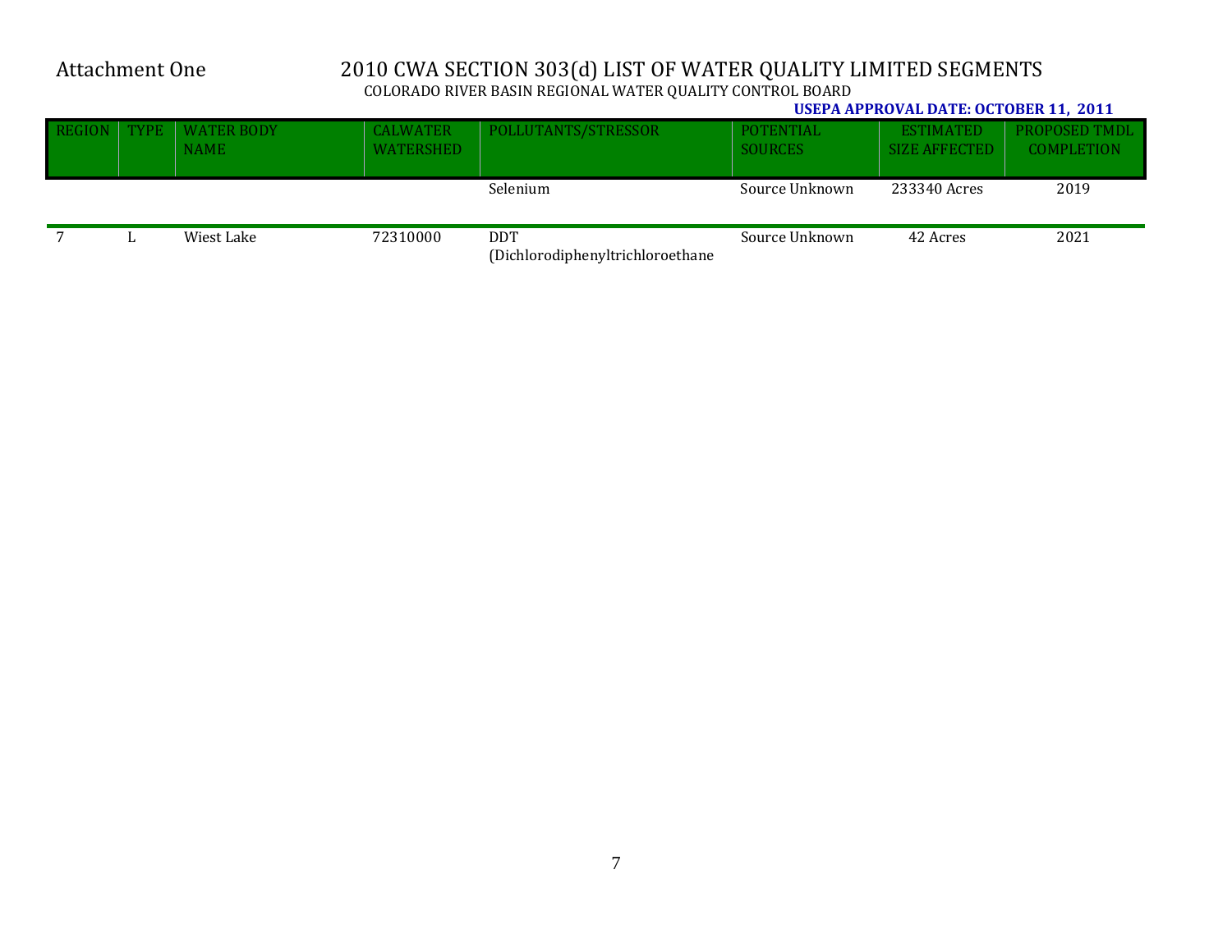Attachment One

# 2010 CWA SECTION 303(d) LIST OF WATER QUALITY LIMITED SEGMENTS

COLORADO RIVER BASIN REGIONAL WATER QUALITY CONTROL BOARD

**USEPA APPROVAL DATE: OCTOBER 11, 2011**

| REGION | TYPE | WATER BODY NAME | CALWATER WATERSHED | POLLUTANTS/STRESSOR | POTENTIAL SOURCES | ESTIMATED SIZE AFFECTED | PROPOSED TMDL COMPLETION |
|---|---|---|---|---|---|---|---|
| | | | | Selenium | Source Unknown | 233340 Acres | 2019 |
| 7 | L | Wiest Lake | 72310000 | DDT (Dichlorodiphenyltrichloroethane | Source Unknown | 42 Acres | 2021 |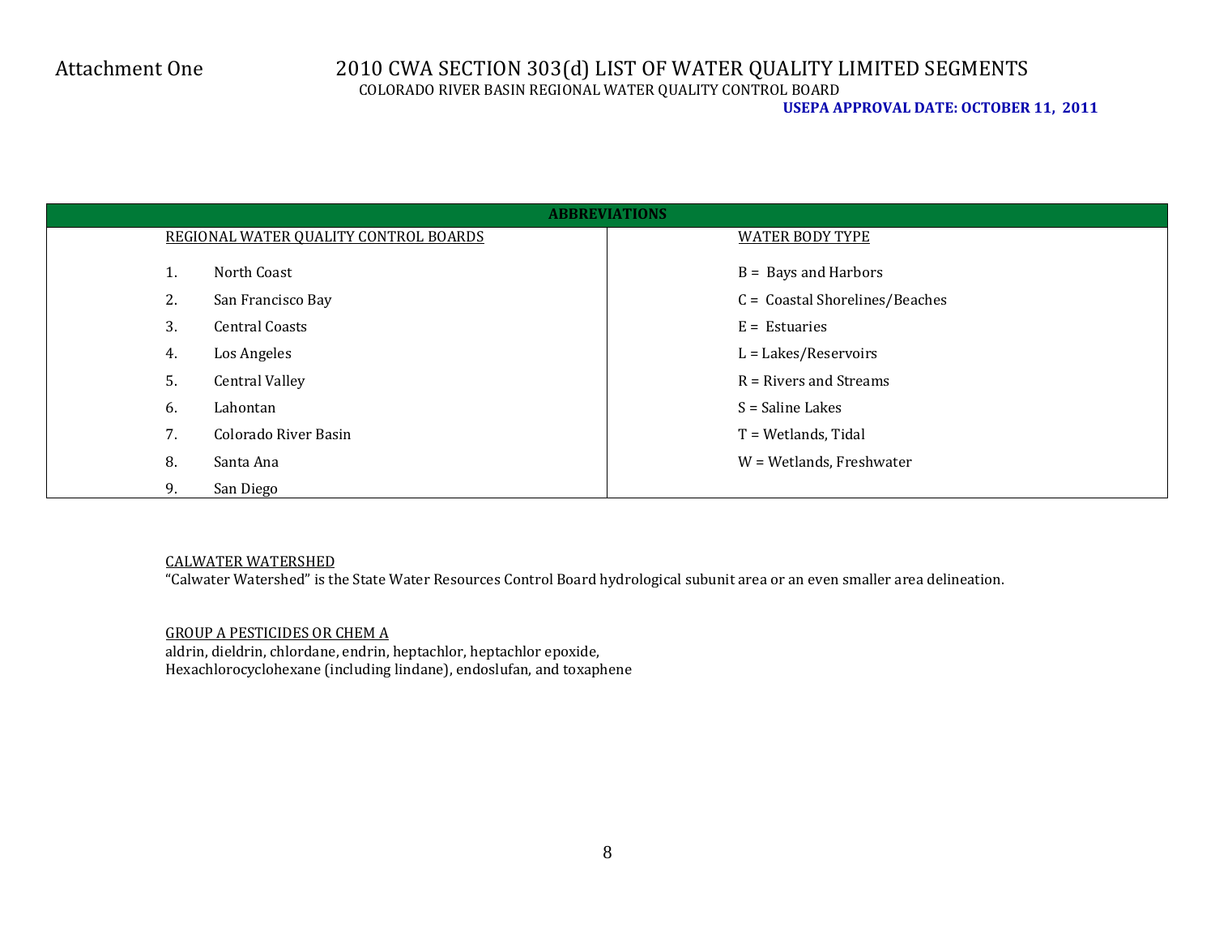Attachment One

# 2010 CWA SECTION 303(d) LIST OF WATER QUALITY LIMITED SEGMENTS

COLORADO RIVER BASIN REGIONAL WATER QUALITY CONTROL BOARD

**USEPA APPROVAL DATE: OCTOBER 11, 2011**

| ABBREVIATIONS | |
|---|---|
| REGIONAL WATER QUALITY CONTROL BOARDS | WATER BODY TYPE |
| 1. North Coast | B = Bays and Harbors |
| 2. San Francisco Bay | C = Coastal Shorelines/Beaches |
| 3. Central Coasts | E = Estuaries |
| 4. Los Angeles | L = Lakes/Reservoirs |
| 5. Central Valley | R = Rivers and Streams |
| 6. Lahontan | S = Saline Lakes |
| 7. Colorado River Basin | T = Wetlands, Tidal |
| 8. Santa Ana | W = Wetlands, Freshwater |
| 9. San Diego | |

CALWATER WATERSHED

"Calwater Watershed" is the State Water Resources Control Board hydrological subunit area or an even smaller area delineation.

GROUP A PESTICIDES OR CHEM A

aldrin, dieldrin, chlordane, endrin, heptachlor, heptachlor epoxide, Hexachlorocyclohexane (including lindane), endoslufan, and toxaphene